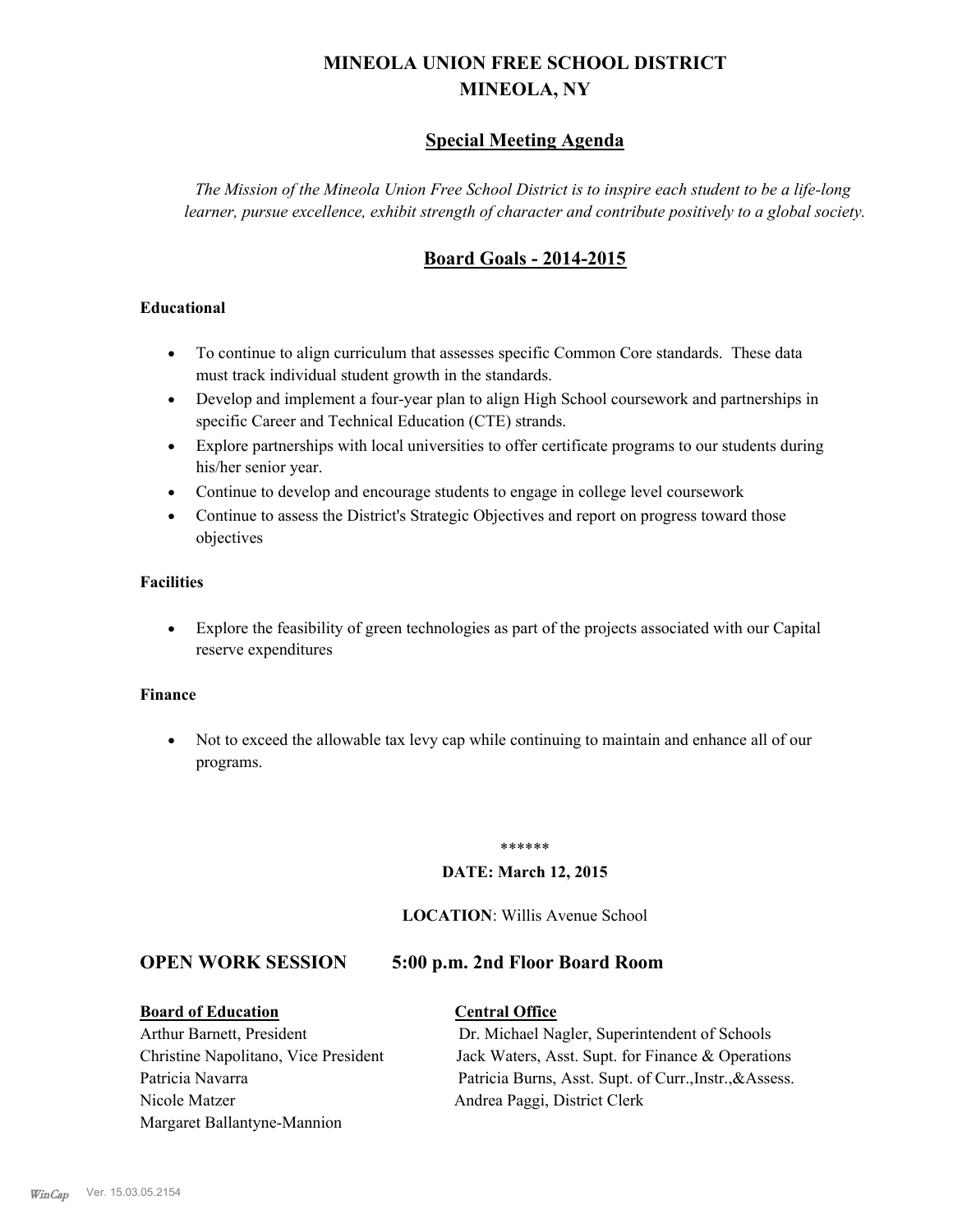# MINEOLA UNION FREE SCHOOL DISTRICT
# MINEOLA, NY

## Special Meeting Agenda

*The Mission of the Mineola Union Free School District is to inspire each student to be a life-long learner, pursue excellence, exhibit strength of character and contribute positively to a global society.*

## Board Goals - 2014-2015

**Educational**

- To continue to align curriculum that assesses specific Common Core standards. These data must track individual student growth in the standards.
- Develop and implement a four-year plan to align High School coursework and partnerships in specific Career and Technical Education (CTE) strands.
- Explore partnerships with local universities to offer certificate programs to our students during his/her senior year.
- Continue to develop and encourage students to engage in college level coursework
- Continue to assess the District's Strategic Objectives and report on progress toward those objectives

**Facilities**

- Explore the feasibility of green technologies as part of the projects associated with our Capital reserve expenditures

**Finance**

- Not to exceed the allowable tax levy cap while continuing to maintain and enhance all of our programs.

******

**DATE: March 12, 2015**

**LOCATION**: Willis Avenue School

## OPEN WORK SESSION 5:00 p.m. 2nd Floor Board Room

| **Board of Education** | **Central Office** |
|---|---|
| Arthur Barnett, President | Dr. Michael Nagler, Superintendent of Schools |
| Christine Napolitano, Vice President | Jack Waters, Asst. Supt. for Finance & Operations |
| Patricia Navarra | Patricia Burns, Asst. Supt. of Curr.,Instr.,&Assess. |
| Nicole Matzer | Andrea Paggi, District Clerk |
| Margaret Ballantyne-Mannion | |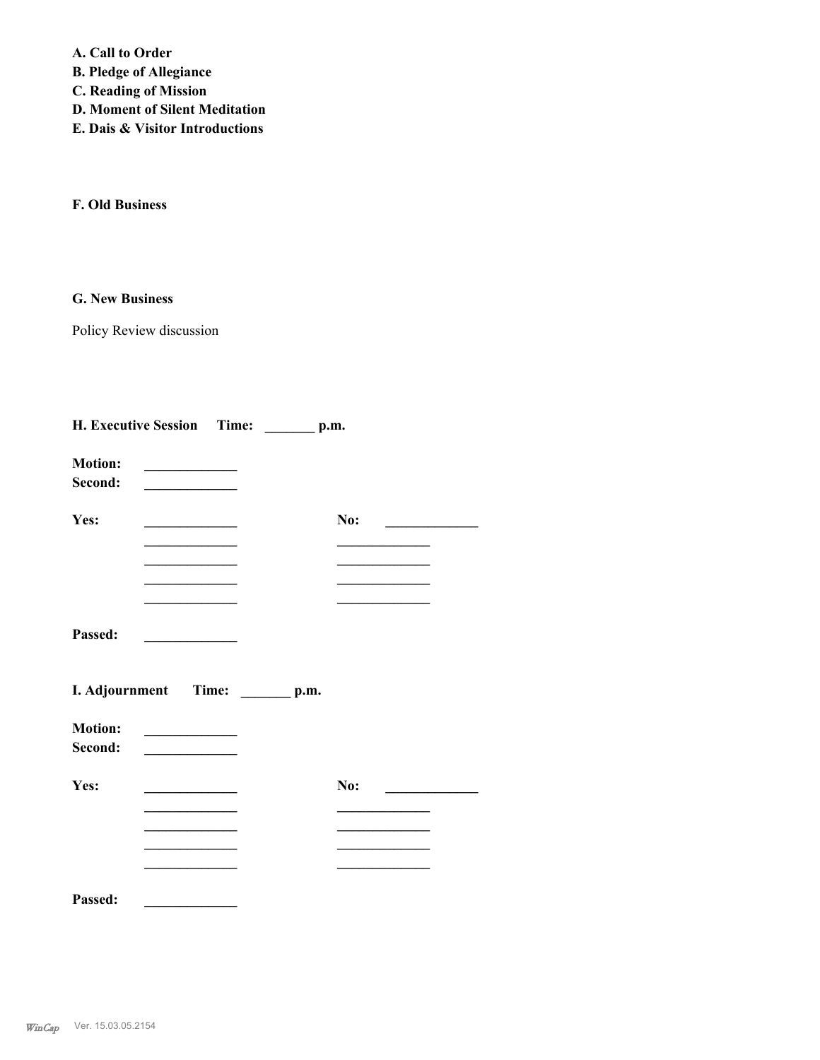**A. Call to Order**
**B. Pledge of Allegiance**
**C. Reading of Mission**
**D. Moment of Silent Meditation**
**E. Dais & Visitor Introductions**

**F. Old Business**

**G. New Business**

Policy Review discussion

**H. Executive Session Time: _______ p.m.**

**Motion:** _____________
**Second:** _____________

| | | | |
|---|---|---|---|
| **Yes:** | _____________ | **No:** | _____________ |
| | _____________ | | _____________ |
| | _____________ | | _____________ |
| | _____________ | | _____________ |
| | _____________ | | _____________ |

**Passed:** _____________

**I. Adjournment Time: _______ p.m.**

**Motion:** _____________
**Second:** _____________

| | | | |
|---|---|---|---|
| **Yes:** | _____________ | **No:** | _____________ |
| | _____________ | | _____________ |
| | _____________ | | _____________ |
| | _____________ | | _____________ |
| | _____________ | | _____________ |

**Passed:** _____________